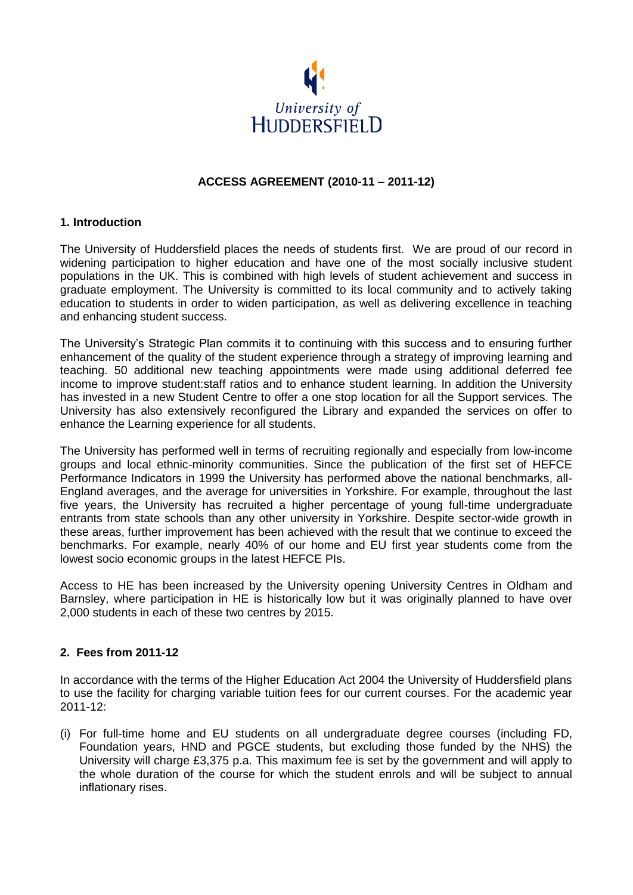University of HUDDERSFIELD

**ACCESS AGREEMENT (2010-11 – 2011-12)**

## 1. Introduction

The University of Huddersfield places the needs of students first. We are proud of our record in widening participation to higher education and have one of the most socially inclusive student populations in the UK. This is combined with high levels of student achievement and success in graduate employment. The University is committed to its local community and to actively taking education to students in order to widen participation, as well as delivering excellence in teaching and enhancing student success.

The University's Strategic Plan commits it to continuing with this success and to ensuring further enhancement of the quality of the student experience through a strategy of improving learning and teaching. 50 additional new teaching appointments were made using additional deferred fee income to improve student:staff ratios and to enhance student learning. In addition the University has invested in a new Student Centre to offer a one stop location for all the Support services. The University has also extensively reconfigured the Library and expanded the services on offer to enhance the Learning experience for all students.

The University has performed well in terms of recruiting regionally and especially from low-income groups and local ethnic-minority communities. Since the publication of the first set of HEFCE Performance Indicators in 1999 the University has performed above the national benchmarks, all-England averages, and the average for universities in Yorkshire. For example, throughout the last five years, the University has recruited a higher percentage of young full-time undergraduate entrants from state schools than any other university in Yorkshire. Despite sector-wide growth in these areas, further improvement has been achieved with the result that we continue to exceed the benchmarks. For example, nearly 40% of our home and EU first year students come from the lowest socio economic groups in the latest HEFCE PIs.

Access to HE has been increased by the University opening University Centres in Oldham and Barnsley, where participation in HE is historically low but it was originally planned to have over 2,000 students in each of these two centres by 2015.

## 2. Fees from 2011-12

In accordance with the terms of the Higher Education Act 2004 the University of Huddersfield plans to use the facility for charging variable tuition fees for our current courses. For the academic year 2011-12:

(i) For full-time home and EU students on all undergraduate degree courses (including FD, Foundation years, HND and PGCE students, but excluding those funded by the NHS) the University will charge £3,375 p.a. This maximum fee is set by the government and will apply to the whole duration of the course for which the student enrols and will be subject to annual inflationary rises.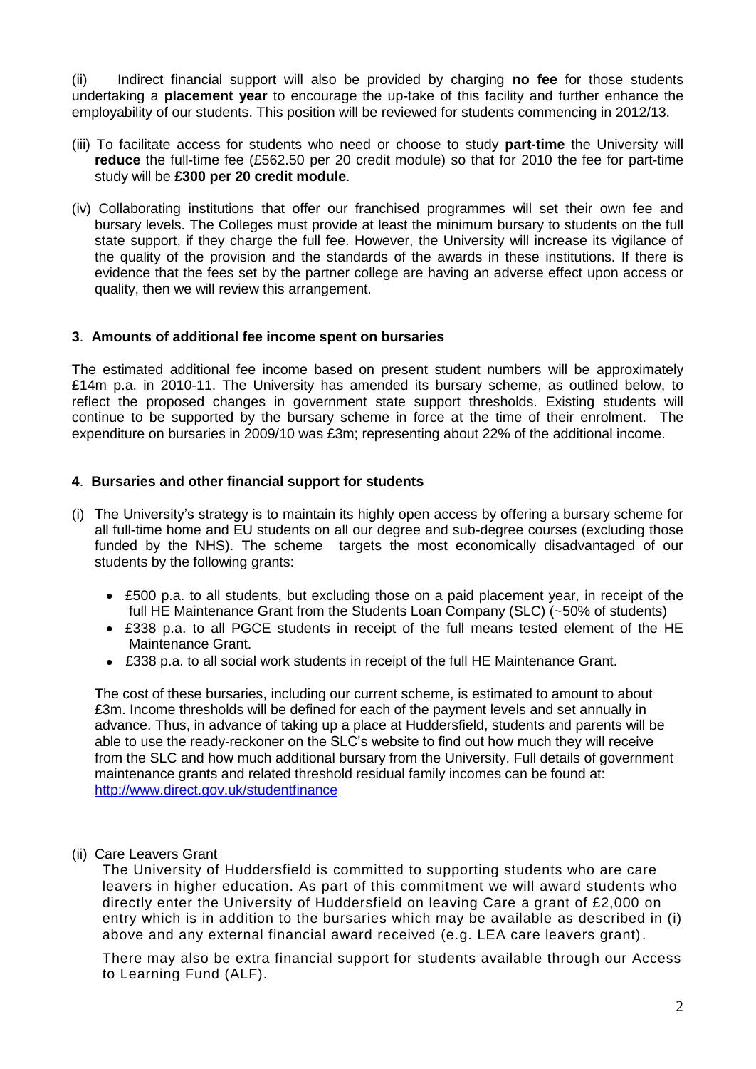(ii) Indirect financial support will also be provided by charging **no fee** for those students undertaking a **placement year** to encourage the up-take of this facility and further enhance the employability of our students. This position will be reviewed for students commencing in 2012/13.

(iii) To facilitate access for students who need or choose to study **part-time** the University will **reduce** the full-time fee (£562.50 per 20 credit module) so that for 2010 the fee for part-time study will be **£300 per 20 credit module**.

(iv) Collaborating institutions that offer our franchised programmes will set their own fee and bursary levels. The Colleges must provide at least the minimum bursary to students on the full state support, if they charge the full fee. However, the University will increase its vigilance of the quality of the provision and the standards of the awards in these institutions. If there is evidence that the fees set by the partner college are having an adverse effect upon access or quality, then we will review this arrangement.

## 3. Amounts of additional fee income spent on bursaries

The estimated additional fee income based on present student numbers will be approximately £14m p.a. in 2010-11. The University has amended its bursary scheme, as outlined below, to reflect the proposed changes in government state support thresholds. Existing students will continue to be supported by the bursary scheme in force at the time of their enrolment. The expenditure on bursaries in 2009/10 was £3m; representing about 22% of the additional income.

## 4. Bursaries and other financial support for students

(i) The University's strategy is to maintain its highly open access by offering a bursary scheme for all full-time home and EU students on all our degree and sub-degree courses (excluding those funded by the NHS). The scheme targets the most economically disadvantaged of our students by the following grants:

- £500 p.a. to all students, but excluding those on a paid placement year, in receipt of the full HE Maintenance Grant from the Students Loan Company (SLC) (~50% of students)
- £338 p.a. to all PGCE students in receipt of the full means tested element of the HE Maintenance Grant.
- £338 p.a. to all social work students in receipt of the full HE Maintenance Grant.

The cost of these bursaries, including our current scheme, is estimated to amount to about £3m. Income thresholds will be defined for each of the payment levels and set annually in advance. Thus, in advance of taking up a place at Huddersfield, students and parents will be able to use the ready-reckoner on the SLC's website to find out how much they will receive from the SLC and how much additional bursary from the University. Full details of government maintenance grants and related threshold residual family incomes can be found at: http://www.direct.gov.uk/studentfinance

(ii) Care Leavers Grant

The University of Huddersfield is committed to supporting students who are care leavers in higher education. As part of this commitment we will award students who directly enter the University of Huddersfield on leaving Care a grant of £2,000 on entry which is in addition to the bursaries which may be available as described in (i) above and any external financial award received (e.g. LEA care leavers grant).

There may also be extra financial support for students available through our Access to Learning Fund (ALF).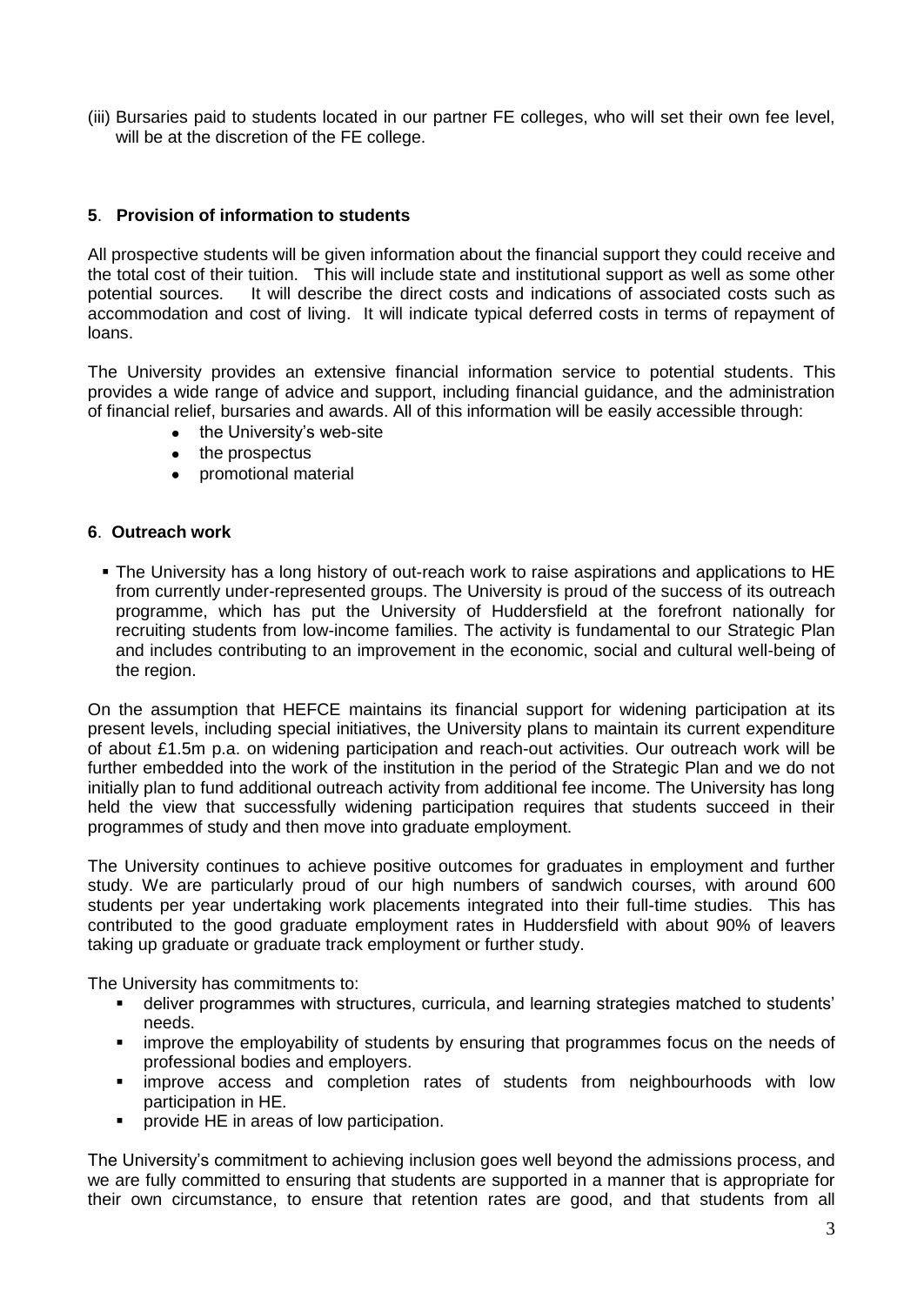(iii) Bursaries paid to students located in our partner FE colleges, who will set their own fee level, will be at the discretion of the FE college.

## 5. Provision of information to students

All prospective students will be given information about the financial support they could receive and the total cost of their tuition. This will include state and institutional support as well as some other potential sources. It will describe the direct costs and indications of associated costs such as accommodation and cost of living. It will indicate typical deferred costs in terms of repayment of loans.

The University provides an extensive financial information service to potential students. This provides a wide range of advice and support, including financial guidance, and the administration of financial relief, bursaries and awards. All of this information will be easily accessible through:

- the University's web-site
- the prospectus
- promotional material

## 6. Outreach work

- The University has a long history of out-reach work to raise aspirations and applications to HE from currently under-represented groups. The University is proud of the success of its outreach programme, which has put the University of Huddersfield at the forefront nationally for recruiting students from low-income families. The activity is fundamental to our Strategic Plan and includes contributing to an improvement in the economic, social and cultural well-being of the region.

On the assumption that HEFCE maintains its financial support for widening participation at its present levels, including special initiatives, the University plans to maintain its current expenditure of about £1.5m p.a. on widening participation and reach-out activities. Our outreach work will be further embedded into the work of the institution in the period of the Strategic Plan and we do not initially plan to fund additional outreach activity from additional fee income. The University has long held the view that successfully widening participation requires that students succeed in their programmes of study and then move into graduate employment.

The University continues to achieve positive outcomes for graduates in employment and further study. We are particularly proud of our high numbers of sandwich courses, with around 600 students per year undertaking work placements integrated into their full-time studies. This has contributed to the good graduate employment rates in Huddersfield with about 90% of leavers taking up graduate or graduate track employment or further study.

The University has commitments to:

- deliver programmes with structures, curricula, and learning strategies matched to students' needs.
- improve the employability of students by ensuring that programmes focus on the needs of professional bodies and employers.
- improve access and completion rates of students from neighbourhoods with low participation in HE.
- provide HE in areas of low participation.

The University's commitment to achieving inclusion goes well beyond the admissions process, and we are fully committed to ensuring that students are supported in a manner that is appropriate for their own circumstance, to ensure that retention rates are good, and that students from all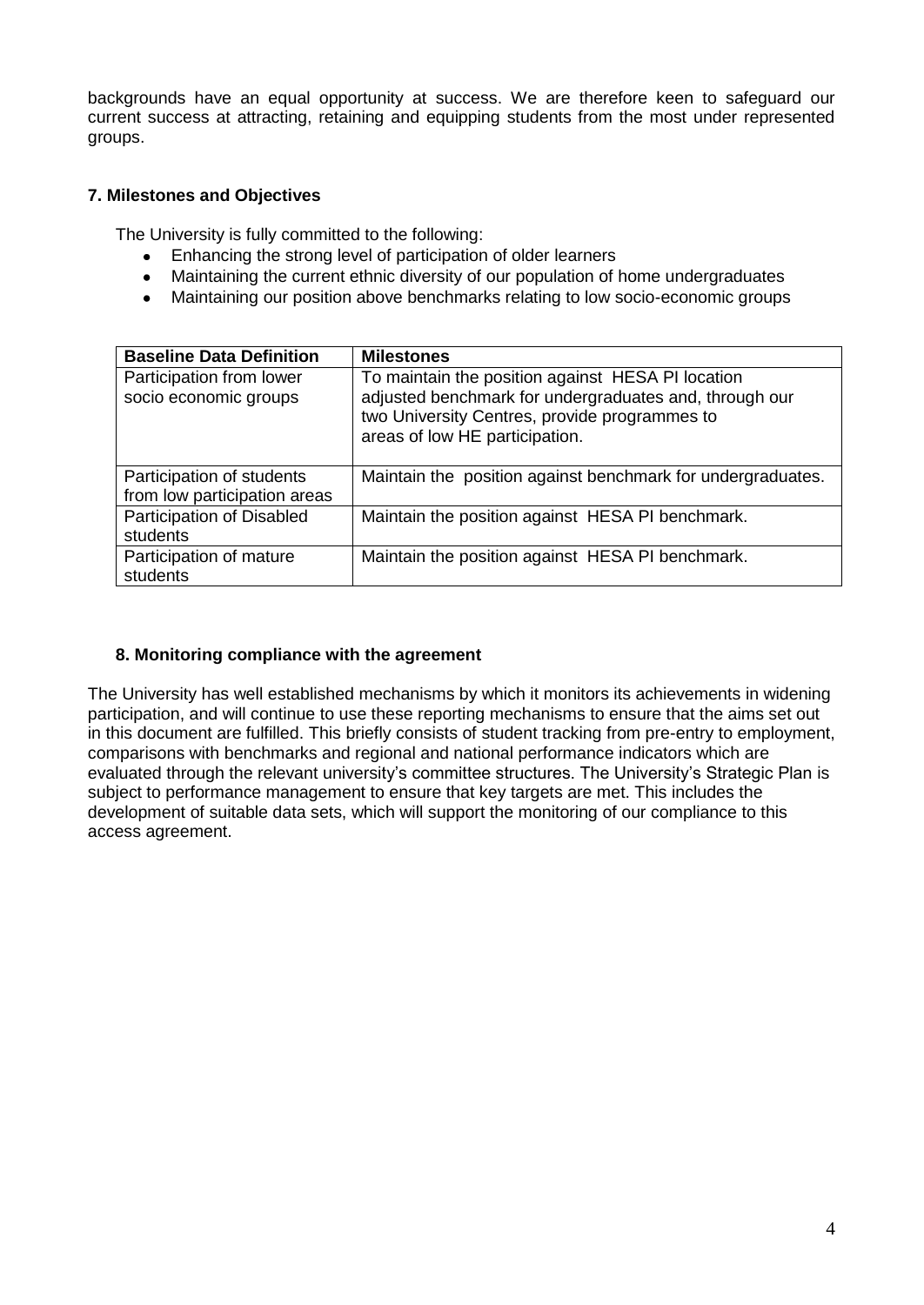backgrounds have an equal opportunity at success. We are therefore keen to safeguard our current success at attracting, retaining and equipping students from the most under represented groups.

### 7. Milestones and Objectives

The University is fully committed to the following:

- Enhancing the strong level of participation of older learners
- Maintaining the current ethnic diversity of our population of home undergraduates
- Maintaining our position above benchmarks relating to low socio-economic groups

| **Baseline Data Definition** | **Milestones** |
|---|---|
| Participation from lower socio economic groups | To maintain the position against HESA PI location adjusted benchmark for undergraduates and, through our two University Centres, provide programmes to areas of low HE participation. |
| Participation of students from low participation areas | Maintain the position against benchmark for undergraduates. |
| Participation of Disabled students | Maintain the position against HESA PI benchmark. |
| Participation of mature students | Maintain the position against HESA PI benchmark. |

### 8. Monitoring compliance with the agreement

The University has well established mechanisms by which it monitors its achievements in widening participation, and will continue to use these reporting mechanisms to ensure that the aims set out in this document are fulfilled. This briefly consists of student tracking from pre-entry to employment, comparisons with benchmarks and regional and national performance indicators which are evaluated through the relevant university's committee structures. The University's Strategic Plan is subject to performance management to ensure that key targets are met. This includes the development of suitable data sets, which will support the monitoring of our compliance to this access agreement.